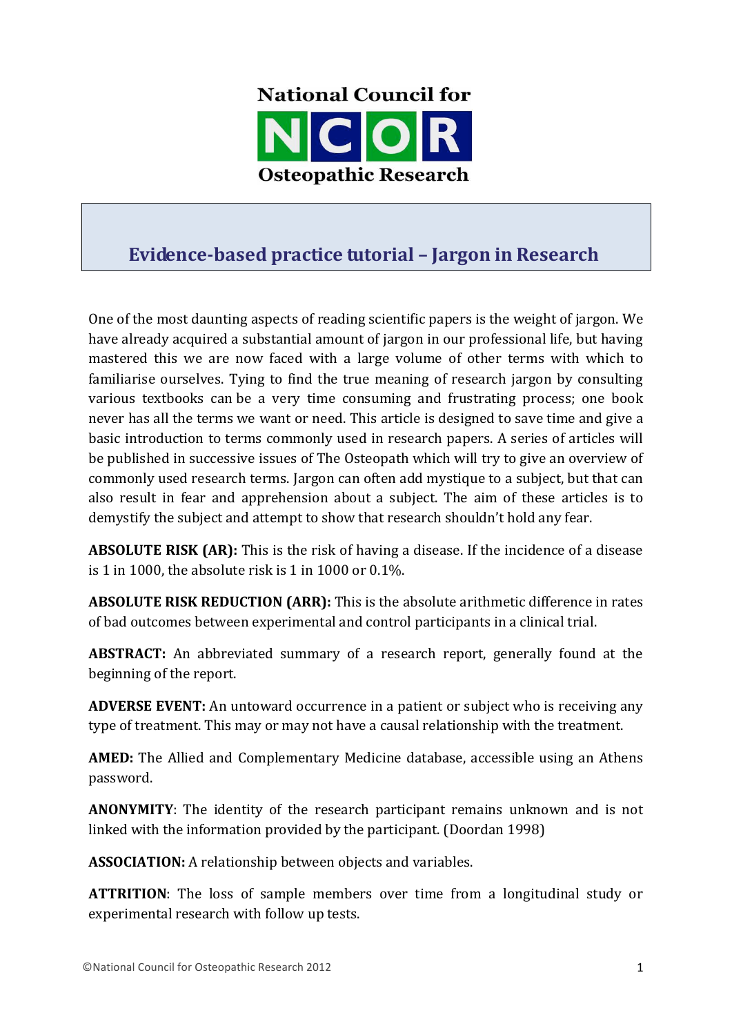National Council for **NCOR** Osteopathic Research

# Evidence-based practice tutorial – Jargon in Research

One of the most daunting aspects of reading scientific papers is the weight of jargon. We have already acquired a substantial amount of jargon in our professional life, but having mastered this we are now faced with a large volume of other terms with which to familiarise ourselves. Tying to find the true meaning of research jargon by consulting various textbooks can be a very time consuming and frustrating process; one book never has all the terms we want or need. This article is designed to save time and give a basic introduction to terms commonly used in research papers. A series of articles will be published in successive issues of The Osteopath which will try to give an overview of commonly used research terms. Jargon can often add mystique to a subject, but that can also result in fear and apprehension about a subject. The aim of these articles is to demystify the subject and attempt to show that research shouldn't hold any fear.

**ABSOLUTE RISK (AR):** This is the risk of having a disease. If the incidence of a disease is 1 in 1000, the absolute risk is 1 in 1000 or 0.1%.

**ABSOLUTE RISK REDUCTION (ARR):** This is the absolute arithmetic difference in rates of bad outcomes between experimental and control participants in a clinical trial.

**ABSTRACT:** An abbreviated summary of a research report, generally found at the beginning of the report.

**ADVERSE EVENT:** An untoward occurrence in a patient or subject who is receiving any type of treatment. This may or may not have a causal relationship with the treatment.

**AMED:** The Allied and Complementary Medicine database, accessible using an Athens password.

**ANONYMITY**: The identity of the research participant remains unknown and is not linked with the information provided by the participant. (Doordan 1998)

**ASSOCIATION:** A relationship between objects and variables.

**ATTRITION**: The loss of sample members over time from a longitudinal study or experimental research with follow up tests.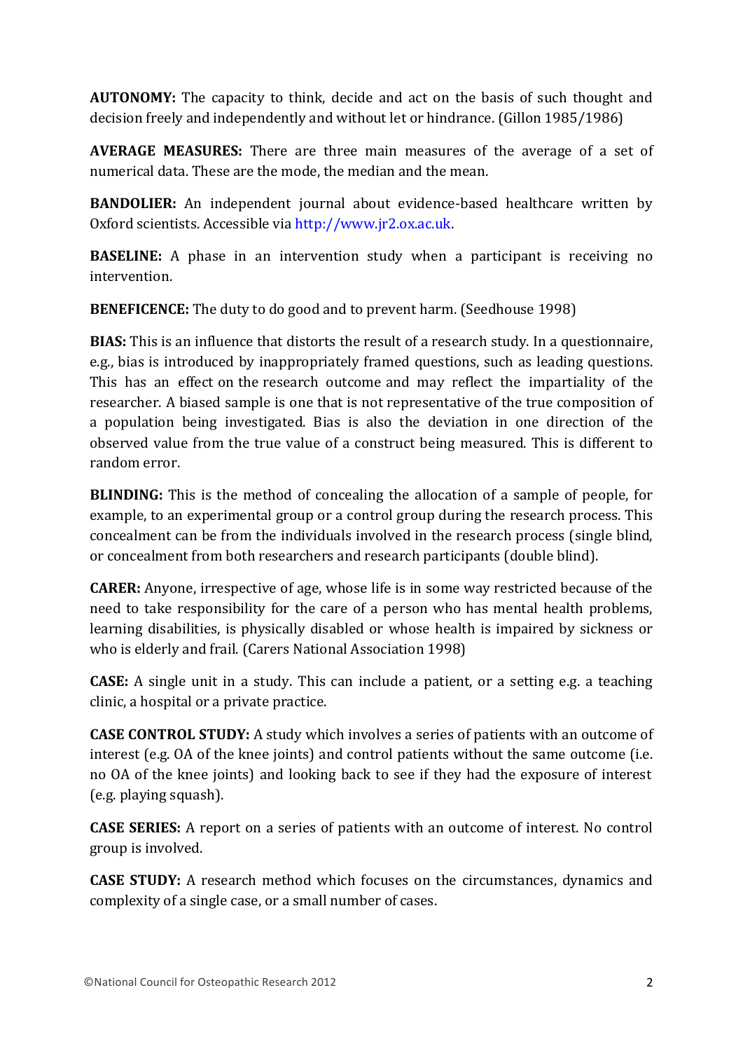**AUTONOMY:** The capacity to think, decide and act on the basis of such thought and decision freely and independently and without let or hindrance. (Gillon 1985/1986)

**AVERAGE MEASURES:** There are three main measures of the average of a set of numerical data. These are the mode, the median and the mean.

**BANDOLIER:** An independent journal about evidence-based healthcare written by Oxford scientists. Accessible via http://www.jr2.ox.ac.uk.

**BASELINE:** A phase in an intervention study when a participant is receiving no intervention.

**BENEFICENCE:** The duty to do good and to prevent harm. (Seedhouse 1998)

**BIAS:** This is an influence that distorts the result of a research study. In a questionnaire, e.g., bias is introduced by inappropriately framed questions, such as leading questions. This has an effect on the research outcome and may reflect the impartiality of the researcher. A biased sample is one that is not representative of the true composition of a population being investigated. Bias is also the deviation in one direction of the observed value from the true value of a construct being measured. This is different to random error.

**BLINDING:** This is the method of concealing the allocation of a sample of people, for example, to an experimental group or a control group during the research process. This concealment can be from the individuals involved in the research process (single blind, or concealment from both researchers and research participants (double blind).

**CARER:** Anyone, irrespective of age, whose life is in some way restricted because of the need to take responsibility for the care of a person who has mental health problems, learning disabilities, is physically disabled or whose health is impaired by sickness or who is elderly and frail. (Carers National Association 1998)

**CASE:** A single unit in a study. This can include a patient, or a setting e.g. a teaching clinic, a hospital or a private practice.

**CASE CONTROL STUDY:** A study which involves a series of patients with an outcome of interest (e.g. OA of the knee joints) and control patients without the same outcome (i.e. no OA of the knee joints) and looking back to see if they had the exposure of interest (e.g. playing squash).

**CASE SERIES:** A report on a series of patients with an outcome of interest. No control group is involved.

**CASE STUDY:** A research method which focuses on the circumstances, dynamics and complexity of a single case, or a small number of cases.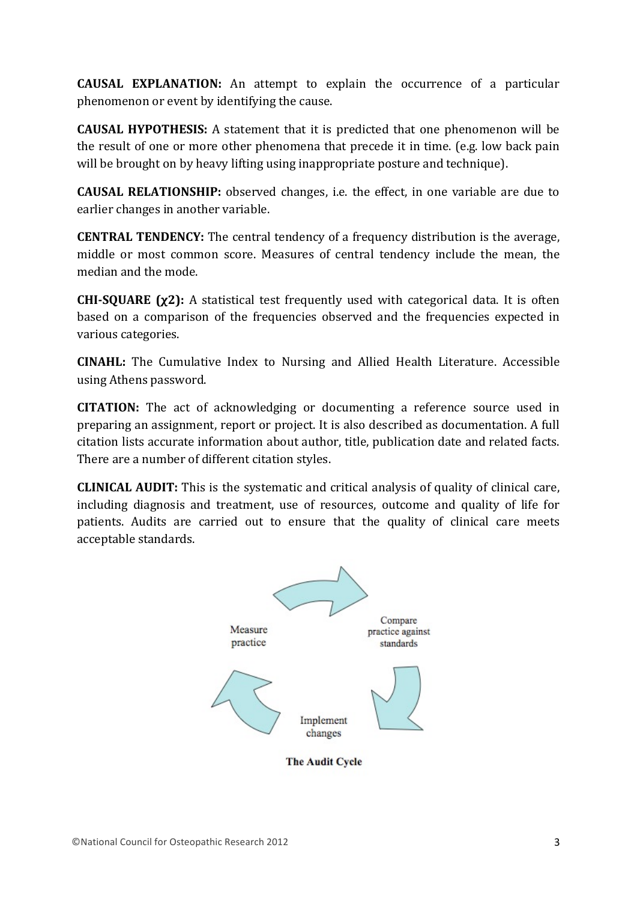**CAUSAL EXPLANATION:** An attempt to explain the occurrence of a particular phenomenon or event by identifying the cause.

**CAUSAL HYPOTHESIS:** A statement that it is predicted that one phenomenon will be the result of one or more other phenomena that precede it in time. (e.g. low back pain will be brought on by heavy lifting using inappropriate posture and technique).

**CAUSAL RELATIONSHIP:** observed changes, i.e. the effect, in one variable are due to earlier changes in another variable.

**CENTRAL TENDENCY:** The central tendency of a frequency distribution is the average, middle or most common score. Measures of central tendency include the mean, the median and the mode.

**CHI-SQUARE ($\chi 2$):** A statistical test frequently used with categorical data. It is often based on a comparison of the frequencies observed and the frequencies expected in various categories.

**CINAHL:** The Cumulative Index to Nursing and Allied Health Literature. Accessible using Athens password.

**CITATION:** The act of acknowledging or documenting a reference source used in preparing an assignment, report or project. It is also described as documentation. A full citation lists accurate information about author, title, publication date and related facts. There are a number of different citation styles.

**CLINICAL AUDIT:** This is the systematic and critical analysis of quality of clinical care, including diagnosis and treatment, use of resources, outcome and quality of life for patients. Audits are carried out to ensure that the quality of clinical care meets acceptable standards.

Measure practice

Compare practice against standards

Implement changes

**The Audit Cycle**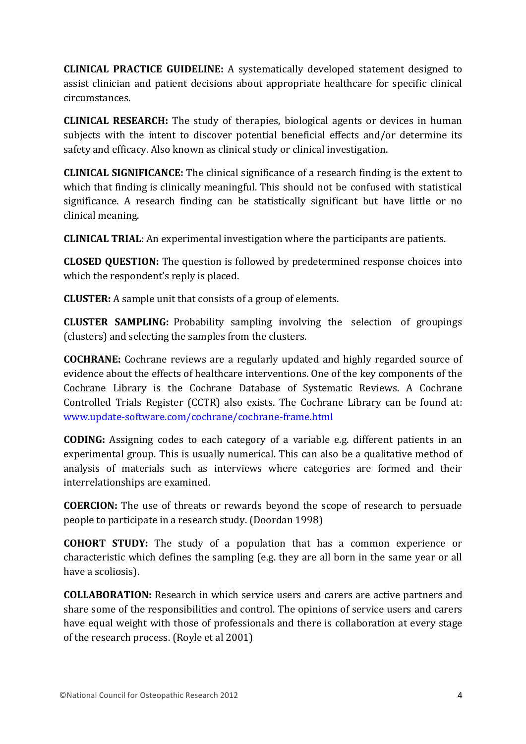**CLINICAL PRACTICE GUIDELINE:** A systematically developed statement designed to assist clinician and patient decisions about appropriate healthcare for specific clinical circumstances.

**CLINICAL RESEARCH:** The study of therapies, biological agents or devices in human subjects with the intent to discover potential beneficial effects and/or determine its safety and efficacy. Also known as clinical study or clinical investigation.

**CLINICAL SIGNIFICANCE:** The clinical significance of a research finding is the extent to which that finding is clinically meaningful. This should not be confused with statistical significance. A research finding can be statistically significant but have little or no clinical meaning.

**CLINICAL TRIAL**: An experimental investigation where the participants are patients.

**CLOSED QUESTION:** The question is followed by predetermined response choices into which the respondent's reply is placed.

**CLUSTER:** A sample unit that consists of a group of elements.

**CLUSTER SAMPLING:** Probability sampling involving the selection of groupings (clusters) and selecting the samples from the clusters.

**COCHRANE:** Cochrane reviews are a regularly updated and highly regarded source of evidence about the effects of healthcare interventions. One of the key components of the Cochrane Library is the Cochrane Database of Systematic Reviews. A Cochrane Controlled Trials Register (CCTR) also exists. The Cochrane Library can be found at: www.update-software.com/cochrane/cochrane-frame.html

**CODING:** Assigning codes to each category of a variable e.g. different patients in an experimental group. This is usually numerical. This can also be a qualitative method of analysis of materials such as interviews where categories are formed and their interrelationships are examined.

**COERCION:** The use of threats or rewards beyond the scope of research to persuade people to participate in a research study. (Doordan 1998)

**COHORT STUDY:** The study of a population that has a common experience or characteristic which defines the sampling (e.g. they are all born in the same year or all have a scoliosis).

**COLLABORATION:** Research in which service users and carers are active partners and share some of the responsibilities and control. The opinions of service users and carers have equal weight with those of professionals and there is collaboration at every stage of the research process. (Royle et al 2001)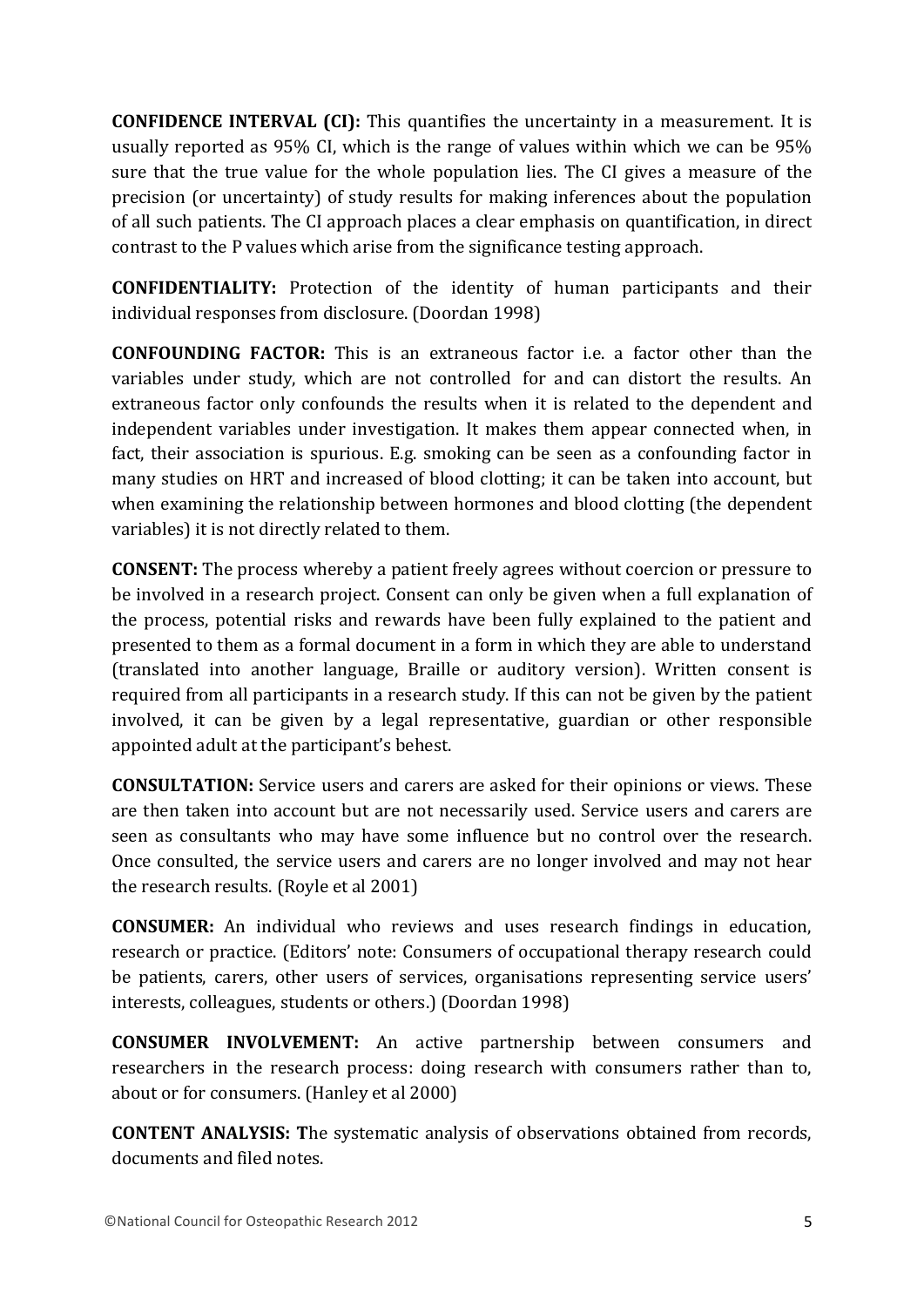**CONFIDENCE INTERVAL (CI):** This quantifies the uncertainty in a measurement. It is usually reported as 95% CI, which is the range of values within which we can be 95% sure that the true value for the whole population lies. The CI gives a measure of the precision (or uncertainty) of study results for making inferences about the population of all such patients. The CI approach places a clear emphasis on quantification, in direct contrast to the P values which arise from the significance testing approach.

**CONFIDENTIALITY:** Protection of the identity of human participants and their individual responses from disclosure. (Doordan 1998)

**CONFOUNDING FACTOR:** This is an extraneous factor i.e. a factor other than the variables under study, which are not controlled for and can distort the results. An extraneous factor only confounds the results when it is related to the dependent and independent variables under investigation. It makes them appear connected when, in fact, their association is spurious. E.g. smoking can be seen as a confounding factor in many studies on HRT and increased of blood clotting; it can be taken into account, but when examining the relationship between hormones and blood clotting (the dependent variables) it is not directly related to them.

**CONSENT:** The process whereby a patient freely agrees without coercion or pressure to be involved in a research project. Consent can only be given when a full explanation of the process, potential risks and rewards have been fully explained to the patient and presented to them as a formal document in a form in which they are able to understand (translated into another language, Braille or auditory version). Written consent is required from all participants in a research study. If this can not be given by the patient involved, it can be given by a legal representative, guardian or other responsible appointed adult at the participant's behest.

**CONSULTATION:** Service users and carers are asked for their opinions or views. These are then taken into account but are not necessarily used. Service users and carers are seen as consultants who may have some influence but no control over the research. Once consulted, the service users and carers are no longer involved and may not hear the research results. (Royle et al 2001)

**CONSUMER:** An individual who reviews and uses research findings in education, research or practice. (Editors' note: Consumers of occupational therapy research could be patients, carers, other users of services, organisations representing service users' interests, colleagues, students or others.) (Doordan 1998)

**CONSUMER INVOLVEMENT:** An active partnership between consumers and researchers in the research process: doing research with consumers rather than to, about or for consumers. (Hanley et al 2000)

**CONTENT ANALYSIS:** The systematic analysis of observations obtained from records, documents and filed notes.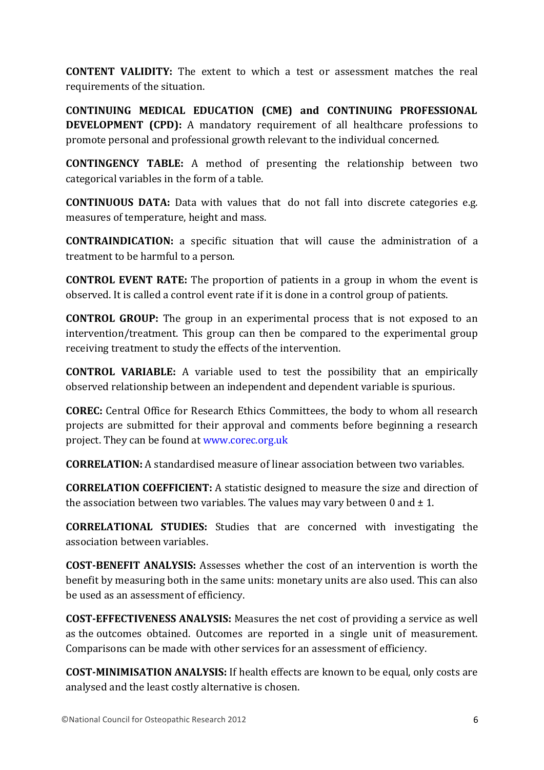**CONTENT VALIDITY:** The extent to which a test or assessment matches the real requirements of the situation.

**CONTINUING MEDICAL EDUCATION (CME) and CONTINUING PROFESSIONAL DEVELOPMENT (CPD):** A mandatory requirement of all healthcare professions to promote personal and professional growth relevant to the individual concerned.

**CONTINGENCY TABLE:** A method of presenting the relationship between two categorical variables in the form of a table.

**CONTINUOUS DATA:** Data with values that do not fall into discrete categories e.g. measures of temperature, height and mass.

**CONTRAINDICATION:** a specific situation that will cause the administration of a treatment to be harmful to a person.

**CONTROL EVENT RATE:** The proportion of patients in a group in whom the event is observed. It is called a control event rate if it is done in a control group of patients.

**CONTROL GROUP:** The group in an experimental process that is not exposed to an intervention/treatment. This group can then be compared to the experimental group receiving treatment to study the effects of the intervention.

**CONTROL VARIABLE:** A variable used to test the possibility that an empirically observed relationship between an independent and dependent variable is spurious.

**COREC:** Central Office for Research Ethics Committees, the body to whom all research projects are submitted for their approval and comments before beginning a research project. They can be found at www.corec.org.uk

**CORRELATION:** A standardised measure of linear association between two variables.

**CORRELATION COEFFICIENT:** A statistic designed to measure the size and direction of the association between two variables. The values may vary between 0 and ± 1.

**CORRELATIONAL STUDIES:** Studies that are concerned with investigating the association between variables.

**COST-BENEFIT ANALYSIS:** Assesses whether the cost of an intervention is worth the benefit by measuring both in the same units: monetary units are also used. This can also be used as an assessment of efficiency.

**COST-EFFECTIVENESS ANALYSIS:** Measures the net cost of providing a service as well as the outcomes obtained. Outcomes are reported in a single unit of measurement. Comparisons can be made with other services for an assessment of efficiency.

**COST-MINIMISATION ANALYSIS:** If health effects are known to be equal, only costs are analysed and the least costly alternative is chosen.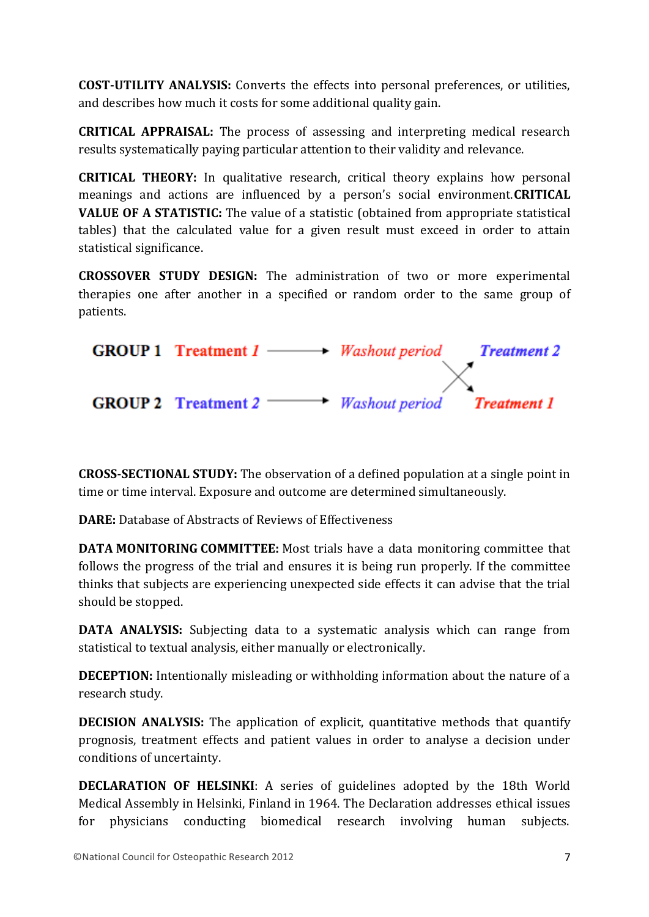**COST-UTILITY ANALYSIS:** Converts the effects into personal preferences, or utilities, and describes how much it costs for some additional quality gain.

**CRITICAL APPRAISAL:** The process of assessing and interpreting medical research results systematically paying particular attention to their validity and relevance.

**CRITICAL THEORY:** In qualitative research, critical theory explains how personal meanings and actions are influenced by a person's social environment.**CRITICAL VALUE OF A STATISTIC:** The value of a statistic (obtained from appropriate statistical tables) that the calculated value for a given result must exceed in order to attain statistical significance.

**CROSSOVER STUDY DESIGN:** The administration of two or more experimental therapies one after another in a specified or random order to the same group of patients.

| | | | | |
|---|---|---|---|---|
| **GROUP 1** | Treatment 1 | → | Washout period | Treatment 2 |
| **GROUP 2** | Treatment 2 | → | Washout period | Treatment 1 |

**CROSS-SECTIONAL STUDY:** The observation of a defined population at a single point in time or time interval. Exposure and outcome are determined simultaneously.

**DARE:** Database of Abstracts of Reviews of Effectiveness

**DATA MONITORING COMMITTEE:** Most trials have a data monitoring committee that follows the progress of the trial and ensures it is being run properly. If the committee thinks that subjects are experiencing unexpected side effects it can advise that the trial should be stopped.

**DATA ANALYSIS:** Subjecting data to a systematic analysis which can range from statistical to textual analysis, either manually or electronically.

**DECEPTION:** Intentionally misleading or withholding information about the nature of a research study.

**DECISION ANALYSIS:** The application of explicit, quantitative methods that quantify prognosis, treatment effects and patient values in order to analyse a decision under conditions of uncertainty.

**DECLARATION OF HELSINKI**: A series of guidelines adopted by the 18th World Medical Assembly in Helsinki, Finland in 1964. The Declaration addresses ethical issues for physicians conducting biomedical research involving human subjects.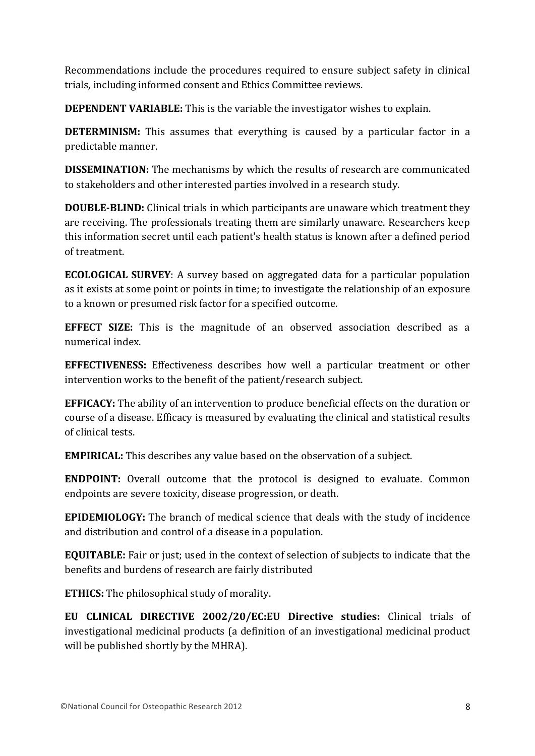Recommendations include the procedures required to ensure subject safety in clinical trials, including informed consent and Ethics Committee reviews.

**DEPENDENT VARIABLE:** This is the variable the investigator wishes to explain.

**DETERMINISM:** This assumes that everything is caused by a particular factor in a predictable manner.

**DISSEMINATION:** The mechanisms by which the results of research are communicated to stakeholders and other interested parties involved in a research study.

**DOUBLE-BLIND:** Clinical trials in which participants are unaware which treatment they are receiving. The professionals treating them are similarly unaware. Researchers keep this information secret until each patient's health status is known after a defined period of treatment.

**ECOLOGICAL SURVEY**: A survey based on aggregated data for a particular population as it exists at some point or points in time; to investigate the relationship of an exposure to a known or presumed risk factor for a specified outcome.

**EFFECT SIZE:** This is the magnitude of an observed association described as a numerical index.

**EFFECTIVENESS:** Effectiveness describes how well a particular treatment or other intervention works to the benefit of the patient/research subject.

**EFFICACY:** The ability of an intervention to produce beneficial effects on the duration or course of a disease. Efficacy is measured by evaluating the clinical and statistical results of clinical tests.

**EMPIRICAL:** This describes any value based on the observation of a subject.

**ENDPOINT:** Overall outcome that the protocol is designed to evaluate. Common endpoints are severe toxicity, disease progression, or death.

**EPIDEMIOLOGY:** The branch of medical science that deals with the study of incidence and distribution and control of a disease in a population.

**EQUITABLE:** Fair or just; used in the context of selection of subjects to indicate that the benefits and burdens of research are fairly distributed

**ETHICS:** The philosophical study of morality.

**EU CLINICAL DIRECTIVE 2002/20/EC:EU Directive studies:** Clinical trials of investigational medicinal products (a definition of an investigational medicinal product will be published shortly by the MHRA).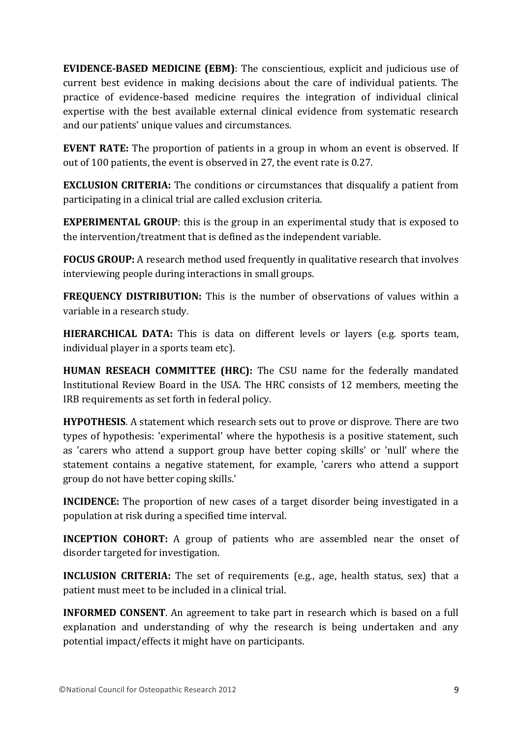**EVIDENCE-BASED MEDICINE (EBM)**: The conscientious, explicit and judicious use of current best evidence in making decisions about the care of individual patients. The practice of evidence-based medicine requires the integration of individual clinical expertise with the best available external clinical evidence from systematic research and our patients' unique values and circumstances.

**EVENT RATE:** The proportion of patients in a group in whom an event is observed. If out of 100 patients, the event is observed in 27, the event rate is 0.27.

**EXCLUSION CRITERIA:** The conditions or circumstances that disqualify a patient from participating in a clinical trial are called exclusion criteria.

**EXPERIMENTAL GROUP**: this is the group in an experimental study that is exposed to the intervention/treatment that is defined as the independent variable.

**FOCUS GROUP:** A research method used frequently in qualitative research that involves interviewing people during interactions in small groups.

**FREQUENCY DISTRIBUTION:** This is the number of observations of values within a variable in a research study.

**HIERARCHICAL DATA:** This is data on different levels or layers (e.g. sports team, individual player in a sports team etc).

**HUMAN RESEACH COMMITTEE (HRC):** The CSU name for the federally mandated Institutional Review Board in the USA. The HRC consists of 12 members, meeting the IRB requirements as set forth in federal policy.

**HYPOTHESIS**. A statement which research sets out to prove or disprove. There are two types of hypothesis: 'experimental' where the hypothesis is a positive statement, such as 'carers who attend a support group have better coping skills' or 'null' where the statement contains a negative statement, for example, 'carers who attend a support group do not have better coping skills.'

**INCIDENCE:** The proportion of new cases of a target disorder being investigated in a population at risk during a specified time interval.

**INCEPTION COHORT:** A group of patients who are assembled near the onset of disorder targeted for investigation.

**INCLUSION CRITERIA:** The set of requirements (e.g., age, health status, sex) that a patient must meet to be included in a clinical trial.

**INFORMED CONSENT**. An agreement to take part in research which is based on a full explanation and understanding of why the research is being undertaken and any potential impact/effects it might have on participants.

©National Council for Osteopathic Research 2012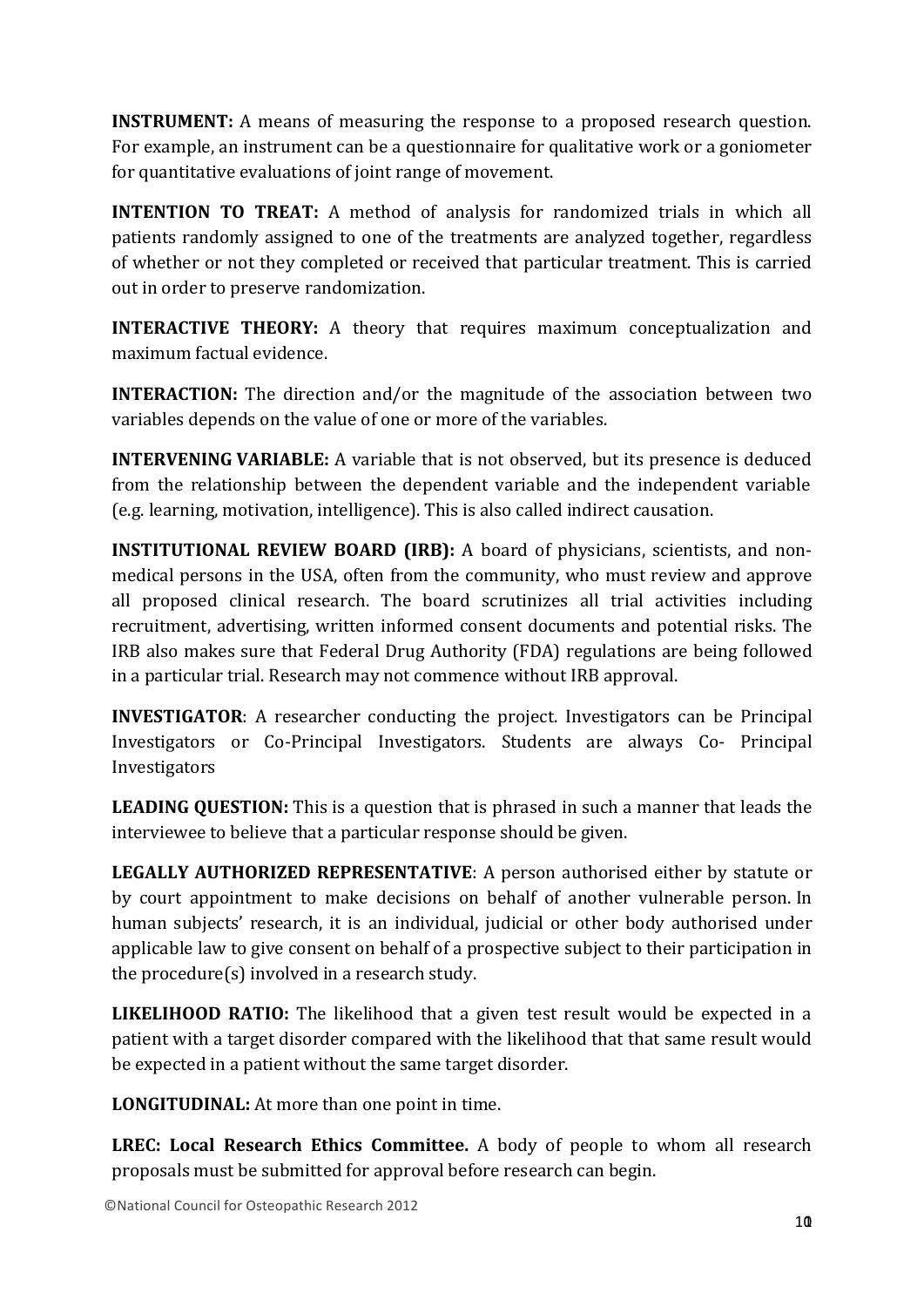**INSTRUMENT:** A means of measuring the response to a proposed research question. For example, an instrument can be a questionnaire for qualitative work or a goniometer for quantitative evaluations of joint range of movement.

**INTENTION TO TREAT:** A method of analysis for randomized trials in which all patients randomly assigned to one of the treatments are analyzed together, regardless of whether or not they completed or received that particular treatment. This is carried out in order to preserve randomization.

**INTERACTIVE THEORY:** A theory that requires maximum conceptualization and maximum factual evidence.

**INTERACTION:** The direction and/or the magnitude of the association between two variables depends on the value of one or more of the variables.

**INTERVENING VARIABLE:** A variable that is not observed, but its presence is deduced from the relationship between the dependent variable and the independent variable (e.g. learning, motivation, intelligence). This is also called indirect causation.

**INSTITUTIONAL REVIEW BOARD (IRB):** A board of physicians, scientists, and non-medical persons in the USA, often from the community, who must review and approve all proposed clinical research. The board scrutinizes all trial activities including recruitment, advertising, written informed consent documents and potential risks. The IRB also makes sure that Federal Drug Authority (FDA) regulations are being followed in a particular trial. Research may not commence without IRB approval.

**INVESTIGATOR**: A researcher conducting the project. Investigators can be Principal Investigators or Co-Principal Investigators. Students are always Co- Principal Investigators

**LEADING QUESTION:** This is a question that is phrased in such a manner that leads the interviewee to believe that a particular response should be given.

**LEGALLY AUTHORIZED REPRESENTATIVE**: A person authorised either by statute or by court appointment to make decisions on behalf of another vulnerable person. In human subjects' research, it is an individual, judicial or other body authorised under applicable law to give consent on behalf of a prospective subject to their participation in the procedure(s) involved in a research study.

**LIKELIHOOD RATIO:** The likelihood that a given test result would be expected in a patient with a target disorder compared with the likelihood that that same result would be expected in a patient without the same target disorder.

**LONGITUDINAL:** At more than one point in time.

**LREC: Local Research Ethics Committee.** A body of people to whom all research proposals must be submitted for approval before research can begin.

©National Council for Osteopathic Research 2012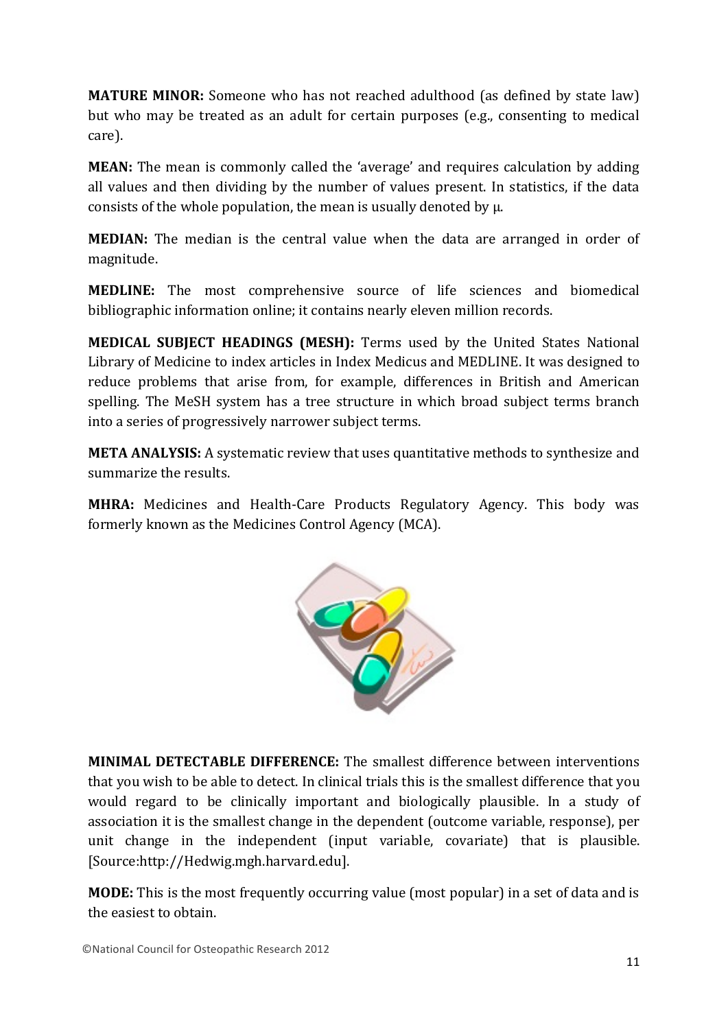**MATURE MINOR:** Someone who has not reached adulthood (as defined by state law) but who may be treated as an adult for certain purposes (e.g., consenting to medical care).

**MEAN:** The mean is commonly called the 'average' and requires calculation by adding all values and then dividing by the number of values present. In statistics, if the data consists of the whole population, the mean is usually denoted by $\mu$.

**MEDIAN:** The median is the central value when the data are arranged in order of magnitude.

**MEDLINE:** The most comprehensive source of life sciences and biomedical bibliographic information online; it contains nearly eleven million records.

**MEDICAL SUBJECT HEADINGS (MESH):** Terms used by the United States National Library of Medicine to index articles in Index Medicus and MEDLINE. It was designed to reduce problems that arise from, for example, differences in British and American spelling. The MeSH system has a tree structure in which broad subject terms branch into a series of progressively narrower subject terms.

**META ANALYSIS:** A systematic review that uses quantitative methods to synthesize and summarize the results.

**MHRA:** Medicines and Health-Care Products Regulatory Agency. This body was formerly known as the Medicines Control Agency (MCA).

**MINIMAL DETECTABLE DIFFERENCE:** The smallest difference between interventions that you wish to be able to detect. In clinical trials this is the smallest difference that you would regard to be clinically important and biologically plausible. In a study of association it is the smallest change in the dependent (outcome variable, response), per unit change in the independent (input variable, covariate) that is plausible. [Source:http://Hedwig.mgh.harvard.edu].

**MODE:** This is the most frequently occurring value (most popular) in a set of data and is the easiest to obtain.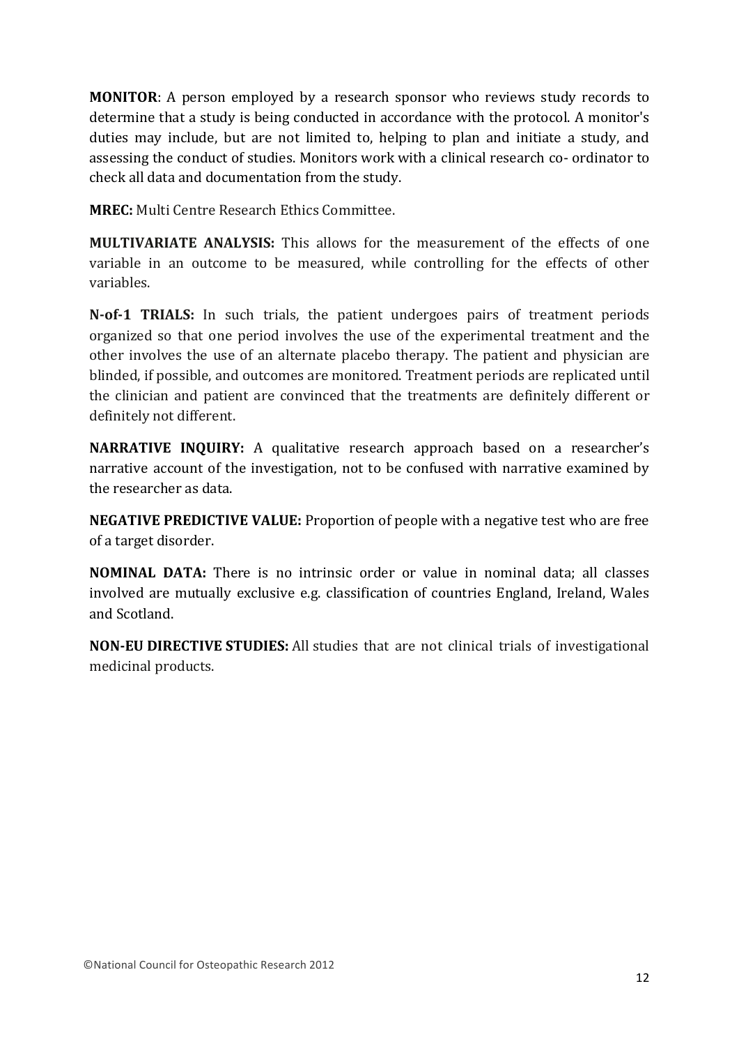**MONITOR**: A person employed by a research sponsor who reviews study records to determine that a study is being conducted in accordance with the protocol. A monitor's duties may include, but are not limited to, helping to plan and initiate a study, and assessing the conduct of studies. Monitors work with a clinical research co- ordinator to check all data and documentation from the study.

**MREC:** Multi Centre Research Ethics Committee.

**MULTIVARIATE ANALYSIS:** This allows for the measurement of the effects of one variable in an outcome to be measured, while controlling for the effects of other variables.

**N-of-1 TRIALS:** In such trials, the patient undergoes pairs of treatment periods organized so that one period involves the use of the experimental treatment and the other involves the use of an alternate placebo therapy. The patient and physician are blinded, if possible, and outcomes are monitored. Treatment periods are replicated until the clinician and patient are convinced that the treatments are definitely different or definitely not different.

**NARRATIVE INQUIRY:** A qualitative research approach based on a researcher's narrative account of the investigation, not to be confused with narrative examined by the researcher as data.

**NEGATIVE PREDICTIVE VALUE:** Proportion of people with a negative test who are free of a target disorder.

**NOMINAL DATA:** There is no intrinsic order or value in nominal data; all classes involved are mutually exclusive e.g. classification of countries England, Ireland, Wales and Scotland.

**NON-EU DIRECTIVE STUDIES:** All studies that are not clinical trials of investigational medicinal products.

©National Council for Osteopathic Research 2012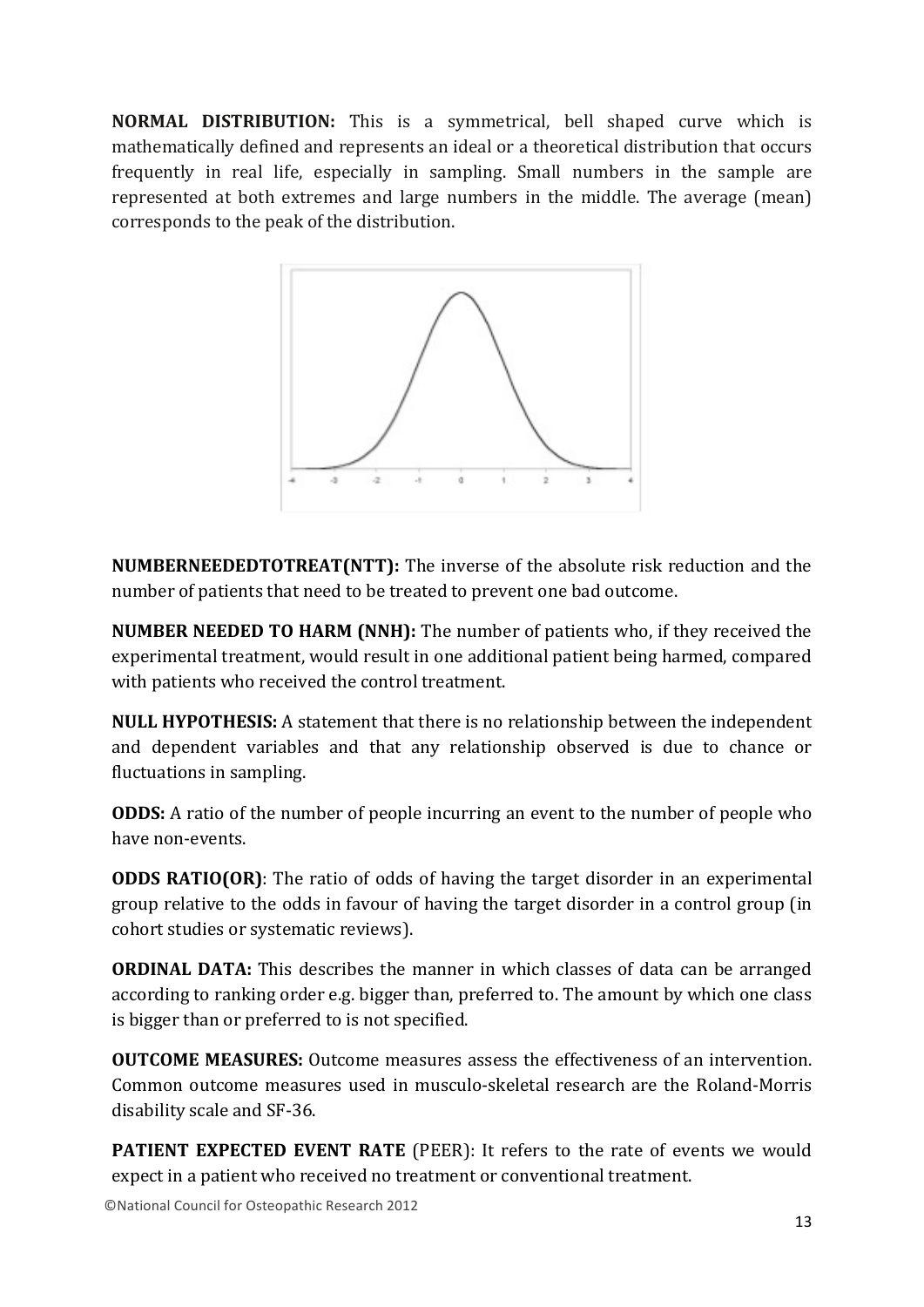**NORMAL DISTRIBUTION:** This is a symmetrical, bell shaped curve which is mathematically defined and represents an ideal or a theoretical distribution that occurs frequently in real life, especially in sampling. Small numbers in the sample are represented at both extremes and large numbers in the middle. The average (mean) corresponds to the peak of the distribution.

**NUMBERNEEDEDTOTREAT(NTT):** The inverse of the absolute risk reduction and the number of patients that need to be treated to prevent one bad outcome.

**NUMBER NEEDED TO HARM (NNH):** The number of patients who, if they received the experimental treatment, would result in one additional patient being harmed, compared with patients who received the control treatment.

**NULL HYPOTHESIS:** A statement that there is no relationship between the independent and dependent variables and that any relationship observed is due to chance or fluctuations in sampling.

**ODDS:** A ratio of the number of people incurring an event to the number of people who have non-events.

**ODDS RATIO(OR)**: The ratio of odds of having the target disorder in an experimental group relative to the odds in favour of having the target disorder in a control group (in cohort studies or systematic reviews).

**ORDINAL DATA:** This describes the manner in which classes of data can be arranged according to ranking order e.g. bigger than, preferred to. The amount by which one class is bigger than or preferred to is not specified.

**OUTCOME MEASURES:** Outcome measures assess the effectiveness of an intervention. Common outcome measures used in musculo-skeletal research are the Roland-Morris disability scale and SF-36.

**PATIENT EXPECTED EVENT RATE** (PEER): It refers to the rate of events we would expect in a patient who received no treatment or conventional treatment.

©National Council for Osteopathic Research 2012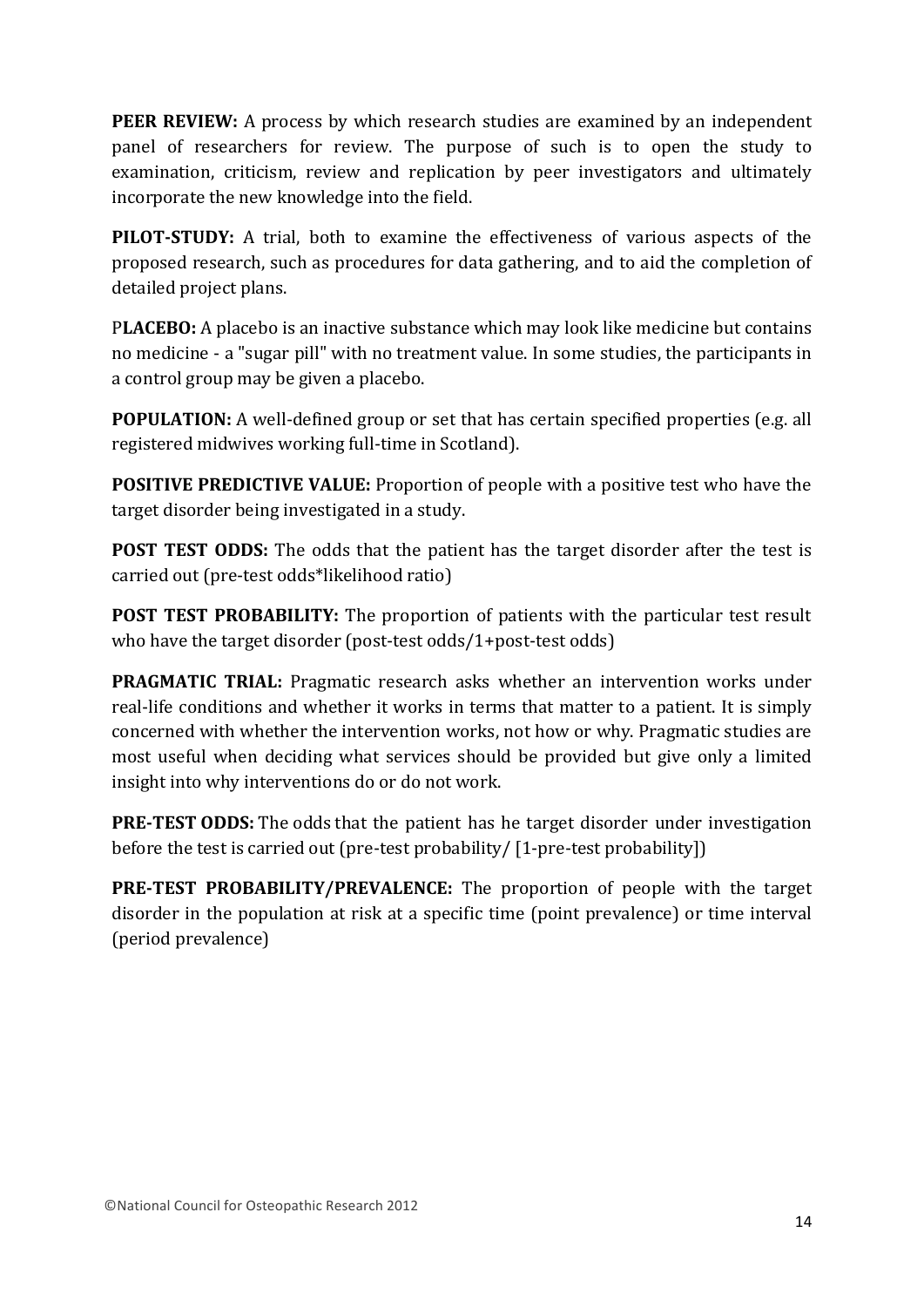**PEER REVIEW:** A process by which research studies are examined by an independent panel of researchers for review. The purpose of such is to open the study to examination, criticism, review and replication by peer investigators and ultimately incorporate the new knowledge into the field.

**PILOT-STUDY:** A trial, both to examine the effectiveness of various aspects of the proposed research, such as procedures for data gathering, and to aid the completion of detailed project plans.

P**LACEBO:** A placebo is an inactive substance which may look like medicine but contains no medicine - a "sugar pill" with no treatment value. In some studies, the participants in a control group may be given a placebo.

**POPULATION:** A well-defined group or set that has certain specified properties (e.g. all registered midwives working full-time in Scotland).

**POSITIVE PREDICTIVE VALUE:** Proportion of people with a positive test who have the target disorder being investigated in a study.

**POST TEST ODDS:** The odds that the patient has the target disorder after the test is carried out (pre-test odds*likelihood ratio)

**POST TEST PROBABILITY:** The proportion of patients with the particular test result who have the target disorder (post-test odds/1+post-test odds)

**PRAGMATIC TRIAL:** Pragmatic research asks whether an intervention works under real-life conditions and whether it works in terms that matter to a patient. It is simply concerned with whether the intervention works, not how or why. Pragmatic studies are most useful when deciding what services should be provided but give only a limited insight into why interventions do or do not work.

**PRE-TEST ODDS:** The odds that the patient has he target disorder under investigation before the test is carried out (pre-test probability/ [1-pre-test probability])

**PRE-TEST PROBABILITY/PREVALENCE:** The proportion of people with the target disorder in the population at risk at a specific time (point prevalence) or time interval (period prevalence)

©National Council for Osteopathic Research 2012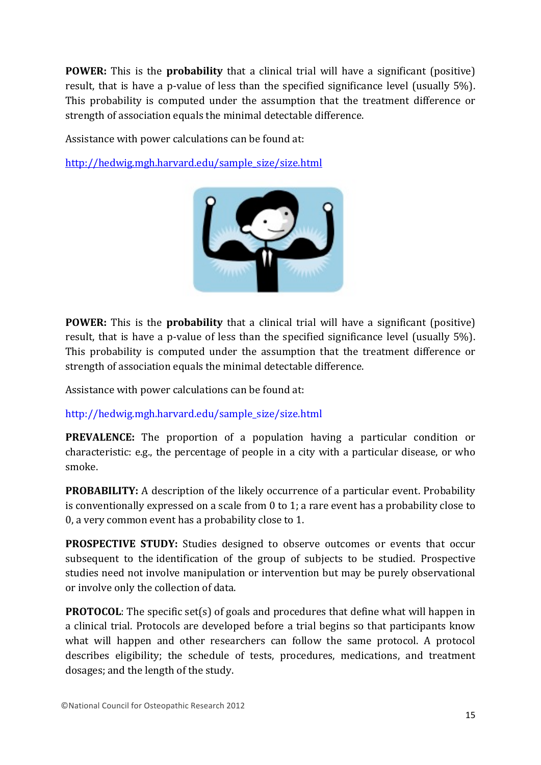**POWER:** This is the **probability** that a clinical trial will have a significant (positive) result, that is have a p-value of less than the specified significance level (usually 5%). This probability is computed under the assumption that the treatment difference or strength of association equals the minimal detectable difference.

Assistance with power calculations can be found at:

[http://hedwig.mgh.harvard.edu/sample_size/size.html](http://hedwig.mgh.harvard.edu/sample_size/size.html)

**POWER:** This is the **probability** that a clinical trial will have a significant (positive) result, that is have a p-value of less than the specified significance level (usually 5%). This probability is computed under the assumption that the treatment difference or strength of association equals the minimal detectable difference.

Assistance with power calculations can be found at:

http://hedwig.mgh.harvard.edu/sample_size/size.html

**PREVALENCE:** The proportion of a population having a particular condition or characteristic: e.g., the percentage of people in a city with a particular disease, or who smoke.

**PROBABILITY:** A description of the likely occurrence of a particular event. Probability is conventionally expressed on a scale from 0 to 1; a rare event has a probability close to 0, a very common event has a probability close to 1.

**PROSPECTIVE STUDY:** Studies designed to observe outcomes or events that occur subsequent to the identification of the group of subjects to be studied. Prospective studies need not involve manipulation or intervention but may be purely observational or involve only the collection of data.

**PROTOCOL**: The specific set(s) of goals and procedures that define what will happen in a clinical trial. Protocols are developed before a trial begins so that participants know what will happen and other researchers can follow the same protocol. A protocol describes eligibility; the schedule of tests, procedures, medications, and treatment dosages; and the length of the study.

©National Council for Osteopathic Research 2012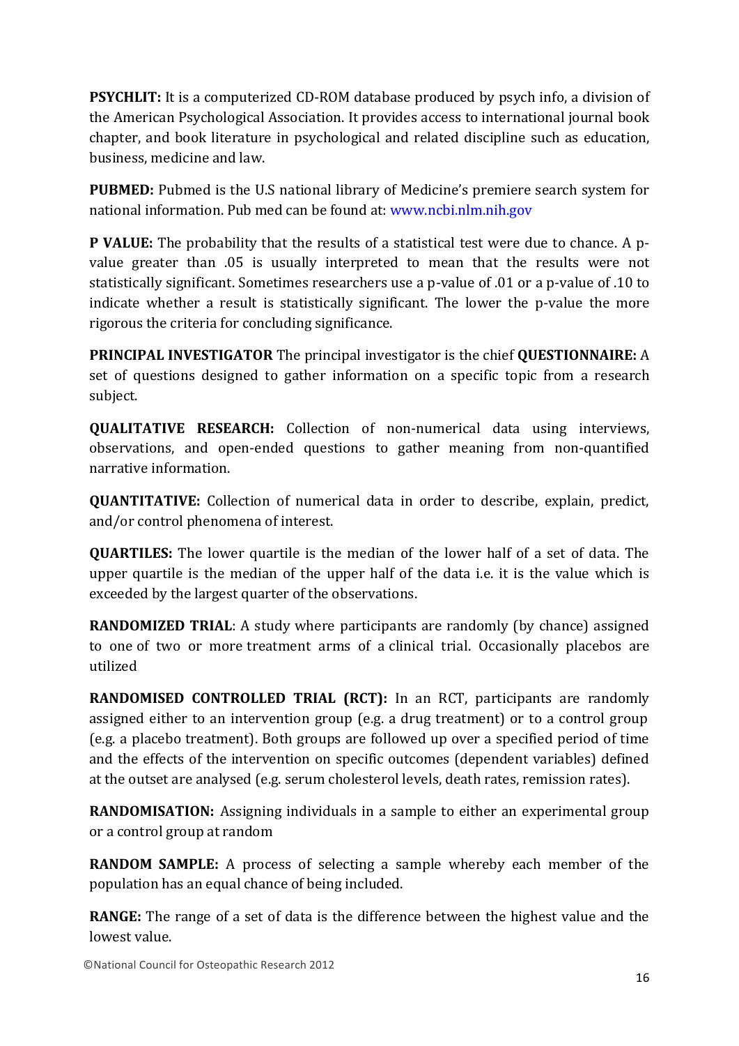**PSYCHLIT:** It is a computerized CD-ROM database produced by psych info, a division of the American Psychological Association. It provides access to international journal book chapter, and book literature in psychological and related discipline such as education, business, medicine and law.

**PUBMED:** Pubmed is the U.S national library of Medicine's premiere search system for national information. Pub med can be found at: www.ncbi.nlm.nih.gov

**P VALUE:** The probability that the results of a statistical test were due to chance. A p-value greater than .05 is usually interpreted to mean that the results were not statistically significant. Sometimes researchers use a p-value of .01 or a p-value of .10 to indicate whether a result is statistically significant. The lower the p-value the more rigorous the criteria for concluding significance.

**PRINCIPAL INVESTIGATOR** The principal investigator is the chief **QUESTIONNAIRE:** A set of questions designed to gather information on a specific topic from a research subject.

**QUALITATIVE RESEARCH:** Collection of non-numerical data using interviews, observations, and open-ended questions to gather meaning from non-quantified narrative information.

**QUANTITATIVE:** Collection of numerical data in order to describe, explain, predict, and/or control phenomena of interest.

**QUARTILES:** The lower quartile is the median of the lower half of a set of data. The upper quartile is the median of the upper half of the data i.e. it is the value which is exceeded by the largest quarter of the observations.

**RANDOMIZED TRIAL**: A study where participants are randomly (by chance) assigned to one of two or more treatment arms of a clinical trial. Occasionally placebos are utilized

**RANDOMISED CONTROLLED TRIAL (RCT):** In an RCT, participants are randomly assigned either to an intervention group (e.g. a drug treatment) or to a control group (e.g. a placebo treatment). Both groups are followed up over a specified period of time and the effects of the intervention on specific outcomes (dependent variables) defined at the outset are analysed (e.g. serum cholesterol levels, death rates, remission rates).

**RANDOMISATION:** Assigning individuals in a sample to either an experimental group or a control group at random

**RANDOM SAMPLE:** A process of selecting a sample whereby each member of the population has an equal chance of being included.

**RANGE:** The range of a set of data is the difference between the highest value and the lowest value.

©National Council for Osteopathic Research 2012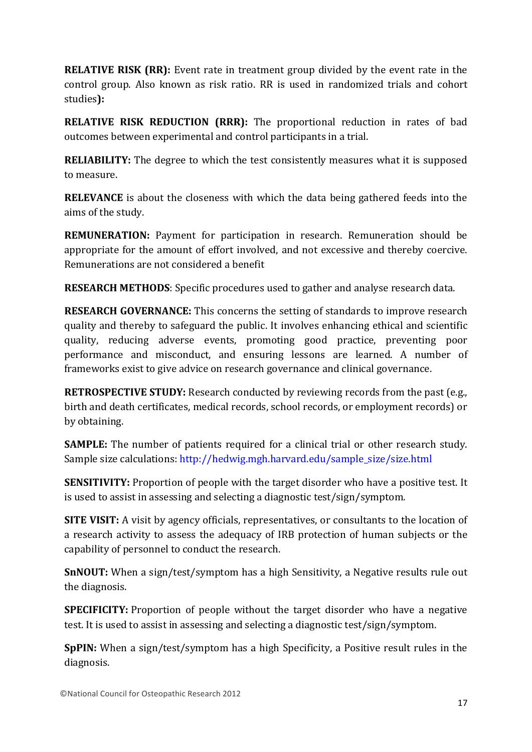**RELATIVE RISK (RR):** Event rate in treatment group divided by the event rate in the control group. Also known as risk ratio. RR is used in randomized trials and cohort studies**):**

**RELATIVE RISK REDUCTION (RRR):** The proportional reduction in rates of bad outcomes between experimental and control participants in a trial.

**RELIABILITY:** The degree to which the test consistently measures what it is supposed to measure.

**RELEVANCE** is about the closeness with which the data being gathered feeds into the aims of the study.

**REMUNERATION:** Payment for participation in research. Remuneration should be appropriate for the amount of effort involved, and not excessive and thereby coercive. Remunerations are not considered a benefit

**RESEARCH METHODS**: Specific procedures used to gather and analyse research data.

**RESEARCH GOVERNANCE:** This concerns the setting of standards to improve research quality and thereby to safeguard the public. It involves enhancing ethical and scientific quality, reducing adverse events, promoting good practice, preventing poor performance and misconduct, and ensuring lessons are learned. A number of frameworks exist to give advice on research governance and clinical governance.

**RETROSPECTIVE STUDY:** Research conducted by reviewing records from the past (e.g., birth and death certificates, medical records, school records, or employment records) or by obtaining.

**SAMPLE:** The number of patients required for a clinical trial or other research study. Sample size calculations: http://hedwig.mgh.harvard.edu/sample_size/size.html

**SENSITIVITY:** Proportion of people with the target disorder who have a positive test. It is used to assist in assessing and selecting a diagnostic test/sign/symptom.

**SITE VISIT:** A visit by agency officials, representatives, or consultants to the location of a research activity to assess the adequacy of IRB protection of human subjects or the capability of personnel to conduct the research.

**SnNOUT:** When a sign/test/symptom has a high Sensitivity, a Negative results rule out the diagnosis.

**SPECIFICITY:** Proportion of people without the target disorder who have a negative test. It is used to assist in assessing and selecting a diagnostic test/sign/symptom.

**SpPIN:** When a sign/test/symptom has a high Specificity, a Positive result rules in the diagnosis.

©National Council for Osteopathic Research 2012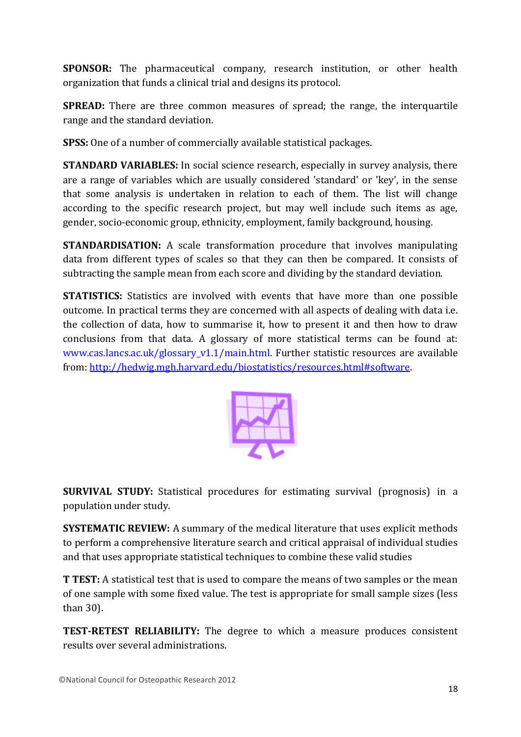**SPONSOR:** The pharmaceutical company, research institution, or other health organization that funds a clinical trial and designs its protocol.

**SPREAD:** There are three common measures of spread; the range, the interquartile range and the standard deviation.

**SPSS:** One of a number of commercially available statistical packages.

**STANDARD VARIABLES:** In social science research, especially in survey analysis, there are a range of variables which are usually considered 'standard' or 'key', in the sense that some analysis is undertaken in relation to each of them. The list will change according to the specific research project, but may well include such items as age, gender, socio-economic group, ethnicity, employment, family background, housing.

**STANDARDISATION:** A scale transformation procedure that involves manipulating data from different types of scales so that they can then be compared. It consists of subtracting the sample mean from each score and dividing by the standard deviation.

**STATISTICS:** Statistics are involved with events that have more than one possible outcome. In practical terms they are concerned with all aspects of dealing with data i.e. the collection of data, how to summarise it, how to present it and then how to draw conclusions from that data. A glossary of more statistical terms can be found at: www.cas.lancs.ac.uk/glossary_v1.1/main.html. Further statistic resources are available from: http://hedwig.mgh.harvard.edu/biostatistics/resources.html#software.

**SURVIVAL STUDY:** Statistical procedures for estimating survival (prognosis) in a population under study.

**SYSTEMATIC REVIEW:** A summary of the medical literature that uses explicit methods to perform a comprehensive literature search and critical appraisal of individual studies and that uses appropriate statistical techniques to combine these valid studies

**T TEST:** A statistical test that is used to compare the means of two samples or the mean of one sample with some fixed value. The test is appropriate for small sample sizes (less than 30).

**TEST-RETEST RELIABILITY:** The degree to which a measure produces consistent results over several administrations.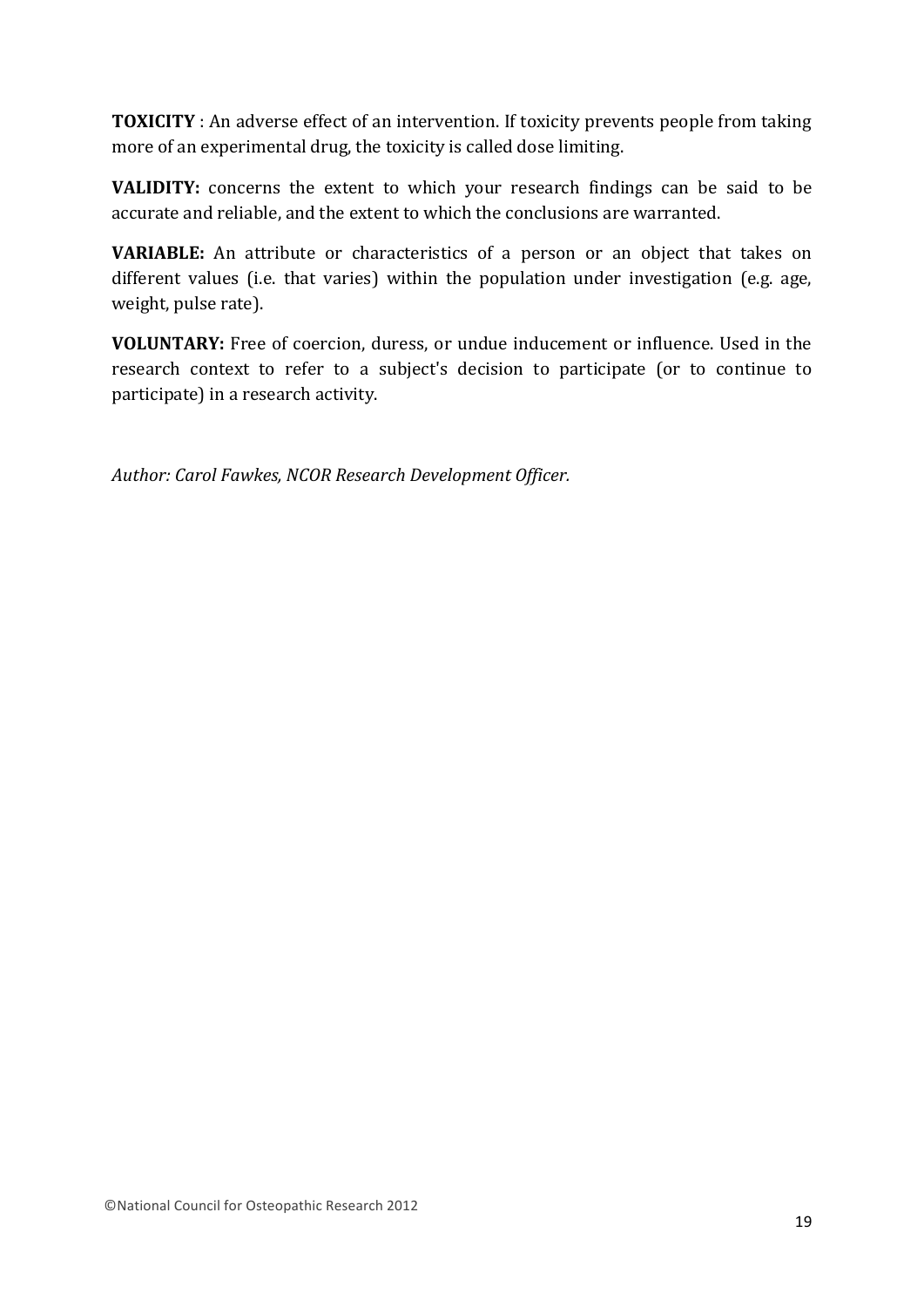**TOXICITY** : An adverse effect of an intervention. If toxicity prevents people from taking more of an experimental drug, the toxicity is called dose limiting.

**VALIDITY:** concerns the extent to which your research findings can be said to be accurate and reliable, and the extent to which the conclusions are warranted.

**VARIABLE:** An attribute or characteristics of a person or an object that takes on different values (i.e. that varies) within the population under investigation (e.g. age, weight, pulse rate).

**VOLUNTARY:** Free of coercion, duress, or undue inducement or influence. Used in the research context to refer to a subject's decision to participate (or to continue to participate) in a research activity.

*Author: Carol Fawkes, NCOR Research Development Officer.*

©National Council for Osteopathic Research 2012